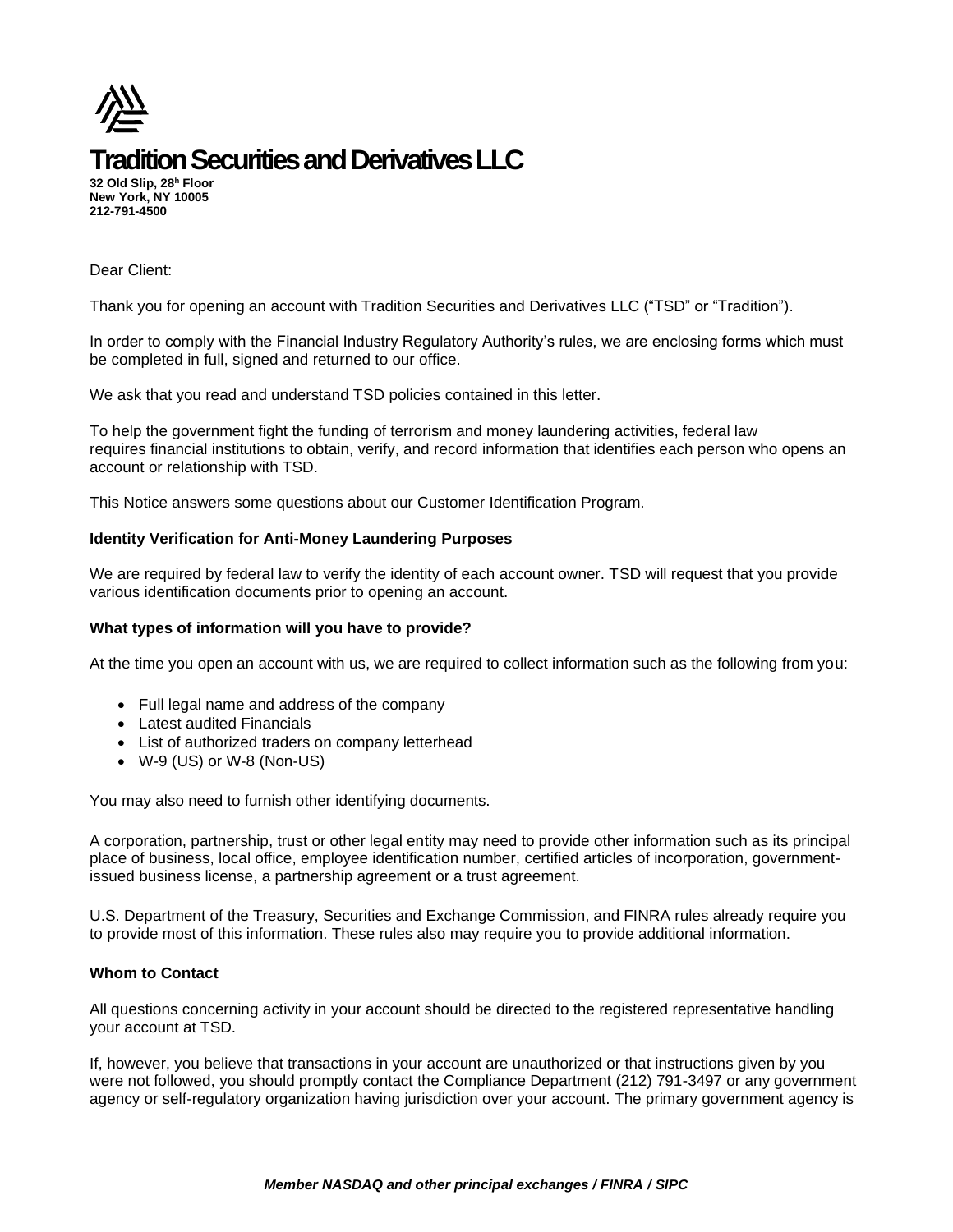# Tradition Securities and Derivatives LLC

**32 Old Slip, 28h Floor**
**New York, NY 10005**
**212-791-4500**

Dear Client:

Thank you for opening an account with Tradition Securities and Derivatives LLC ("TSD" or "Tradition").

In order to comply with the Financial Industry Regulatory Authority's rules, we are enclosing forms which must be completed in full, signed and returned to our office.

We ask that you read and understand TSD policies contained in this letter.

To help the government fight the funding of terrorism and money laundering activities, federal law requires financial institutions to obtain, verify, and record information that identifies each person who opens an account or relationship with TSD.

This Notice answers some questions about our Customer Identification Program.

**Identity Verification for Anti-Money Laundering Purposes**

We are required by federal law to verify the identity of each account owner. TSD will request that you provide various identification documents prior to opening an account.

**What types of information will you have to provide?**

At the time you open an account with us, we are required to collect information such as the following from you:

- Full legal name and address of the company
- Latest audited Financials
- List of authorized traders on company letterhead
- W-9 (US) or W-8 (Non-US)

You may also need to furnish other identifying documents.

A corporation, partnership, trust or other legal entity may need to provide other information such as its principal place of business, local office, employee identification number, certified articles of incorporation, government-issued business license, a partnership agreement or a trust agreement.

U.S. Department of the Treasury, Securities and Exchange Commission, and FINRA rules already require you to provide most of this information. These rules also may require you to provide additional information.

**Whom to Contact**

All questions concerning activity in your account should be directed to the registered representative handling your account at TSD.

If, however, you believe that transactions in your account are unauthorized or that instructions given by you were not followed, you should promptly contact the Compliance Department (212) 791-3497 or any government agency or self-regulatory organization having jurisdiction over your account. The primary government agency is

***Member NASDAQ and other principal exchanges / FINRA / SIPC***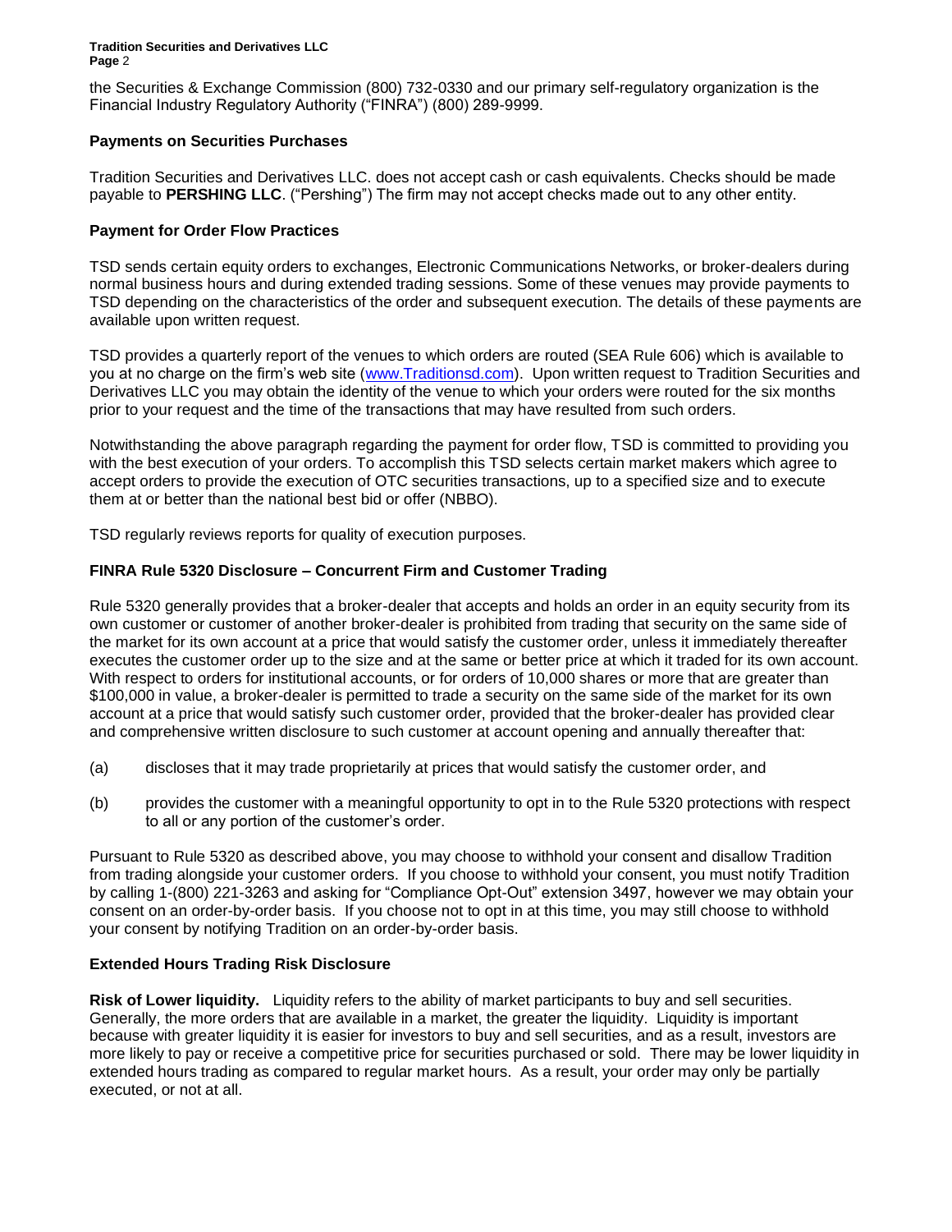the Securities & Exchange Commission (800) 732-0330 and our primary self-regulatory organization is the Financial Industry Regulatory Authority ("FINRA") (800) 289-9999.

### Payments on Securities Purchases

Tradition Securities and Derivatives LLC. does not accept cash or cash equivalents. Checks should be made payable to **PERSHING LLC**. ("Pershing") The firm may not accept checks made out to any other entity.

### Payment for Order Flow Practices

TSD sends certain equity orders to exchanges, Electronic Communications Networks, or broker-dealers during normal business hours and during extended trading sessions. Some of these venues may provide payments to TSD depending on the characteristics of the order and subsequent execution. The details of these payments are available upon written request.

TSD provides a quarterly report of the venues to which orders are routed (SEA Rule 606) which is available to you at no charge on the firm's web site ([www.Traditionsd.com](http://www.Traditionsd.com)). Upon written request to Tradition Securities and Derivatives LLC you may obtain the identity of the venue to which your orders were routed for the six months prior to your request and the time of the transactions that may have resulted from such orders.

Notwithstanding the above paragraph regarding the payment for order flow, TSD is committed to providing you with the best execution of your orders. To accomplish this TSD selects certain market makers which agree to accept orders to provide the execution of OTC securities transactions, up to a specified size and to execute them at or better than the national best bid or offer (NBBO).

TSD regularly reviews reports for quality of execution purposes.

### FINRA Rule 5320 Disclosure – Concurrent Firm and Customer Trading

Rule 5320 generally provides that a broker-dealer that accepts and holds an order in an equity security from its own customer or customer of another broker-dealer is prohibited from trading that security on the same side of the market for its own account at a price that would satisfy the customer order, unless it immediately thereafter executes the customer order up to the size and at the same or better price at which it traded for its own account. With respect to orders for institutional accounts, or for orders of 10,000 shares or more that are greater than $100,000 in value, a broker-dealer is permitted to trade a security on the same side of the market for its own account at a price that would satisfy such customer order, provided that the broker-dealer has provided clear and comprehensive written disclosure to such customer at account opening and annually thereafter that:

(a) discloses that it may trade proprietarily at prices that would satisfy the customer order, and

(b) provides the customer with a meaningful opportunity to opt in to the Rule 5320 protections with respect to all or any portion of the customer's order.

Pursuant to Rule 5320 as described above, you may choose to withhold your consent and disallow Tradition from trading alongside your customer orders. If you choose to withhold your consent, you must notify Tradition by calling 1-(800) 221-3263 and asking for "Compliance Opt-Out" extension 3497, however we may obtain your consent on an order-by-order basis. If you choose not to opt in at this time, you may still choose to withhold your consent by notifying Tradition on an order-by-order basis.

### Extended Hours Trading Risk Disclosure

**Risk of Lower liquidity.** Liquidity refers to the ability of market participants to buy and sell securities. Generally, the more orders that are available in a market, the greater the liquidity. Liquidity is important because with greater liquidity it is easier for investors to buy and sell securities, and as a result, investors are more likely to pay or receive a competitive price for securities purchased or sold. There may be lower liquidity in extended hours trading as compared to regular market hours. As a result, your order may only be partially executed, or not at all.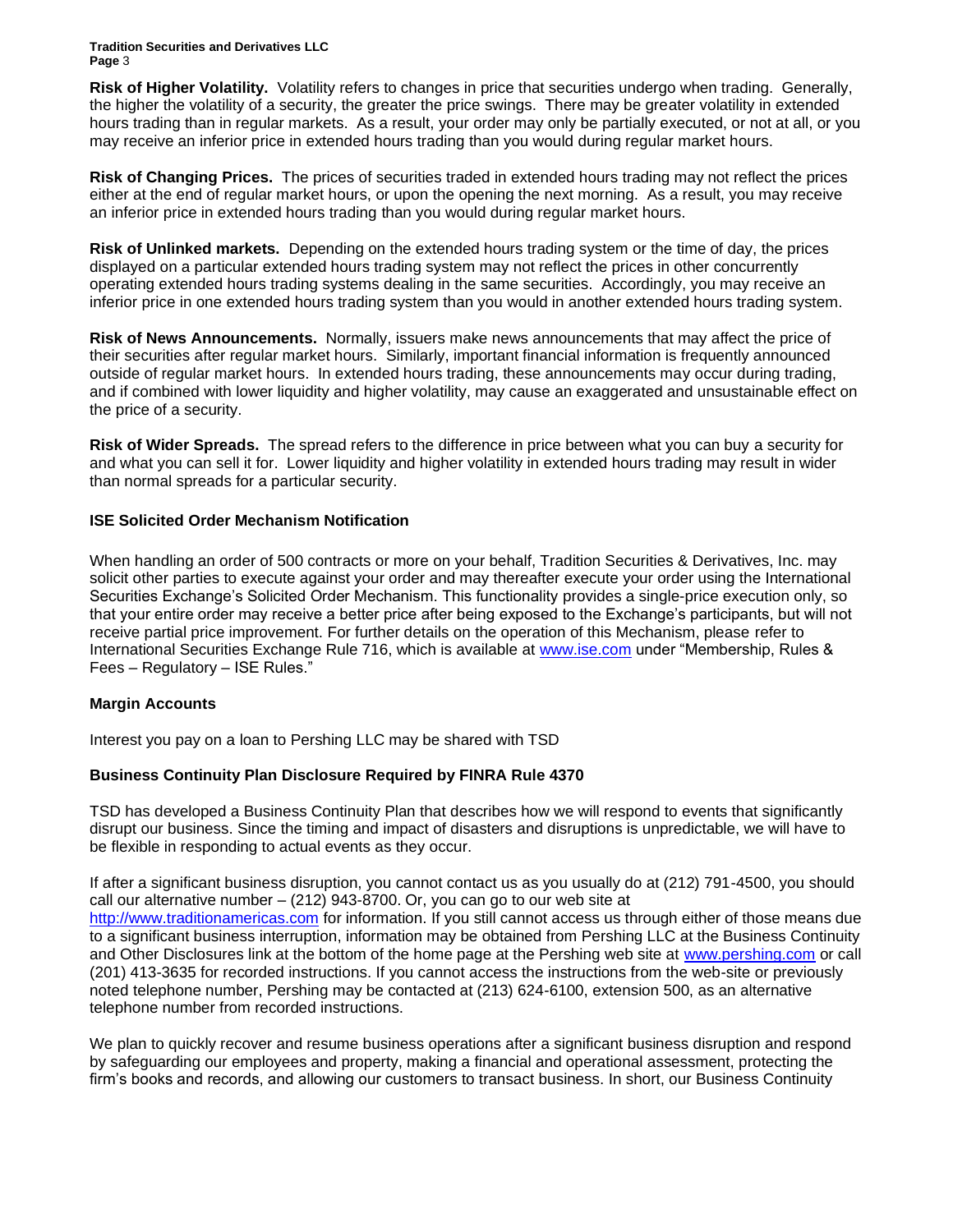**Risk of Higher Volatility.** Volatility refers to changes in price that securities undergo when trading. Generally, the higher the volatility of a security, the greater the price swings. There may be greater volatility in extended hours trading than in regular markets. As a result, your order may only be partially executed, or not at all, or you may receive an inferior price in extended hours trading than you would during regular market hours.

**Risk of Changing Prices.** The prices of securities traded in extended hours trading may not reflect the prices either at the end of regular market hours, or upon the opening the next morning. As a result, you may receive an inferior price in extended hours trading than you would during regular market hours.

**Risk of Unlinked markets.** Depending on the extended hours trading system or the time of day, the prices displayed on a particular extended hours trading system may not reflect the prices in other concurrently operating extended hours trading systems dealing in the same securities. Accordingly, you may receive an inferior price in one extended hours trading system than you would in another extended hours trading system.

**Risk of News Announcements.** Normally, issuers make news announcements that may affect the price of their securities after regular market hours. Similarly, important financial information is frequently announced outside of regular market hours. In extended hours trading, these announcements may occur during trading, and if combined with lower liquidity and higher volatility, may cause an exaggerated and unsustainable effect on the price of a security.

**Risk of Wider Spreads.** The spread refers to the difference in price between what you can buy a security for and what you can sell it for. Lower liquidity and higher volatility in extended hours trading may result in wider than normal spreads for a particular security.

**ISE Solicited Order Mechanism Notification**

When handling an order of 500 contracts or more on your behalf, Tradition Securities & Derivatives, Inc. may solicit other parties to execute against your order and may thereafter execute your order using the International Securities Exchange's Solicited Order Mechanism. This functionality provides a single-price execution only, so that your entire order may receive a better price after being exposed to the Exchange's participants, but will not receive partial price improvement. For further details on the operation of this Mechanism, please refer to International Securities Exchange Rule 716, which is available at www.ise.com under "Membership, Rules & Fees – Regulatory – ISE Rules."

**Margin Accounts**

Interest you pay on a loan to Pershing LLC may be shared with TSD

**Business Continuity Plan Disclosure Required by FINRA Rule 4370**

TSD has developed a Business Continuity Plan that describes how we will respond to events that significantly disrupt our business. Since the timing and impact of disasters and disruptions is unpredictable, we will have to be flexible in responding to actual events as they occur.

If after a significant business disruption, you cannot contact us as you usually do at (212) 791-4500, you should call our alternative number – (212) 943-8700. Or, you can go to our web site at http://www.traditionamericas.com for information. If you still cannot access us through either of those means due to a significant business interruption, information may be obtained from Pershing LLC at the Business Continuity and Other Disclosures link at the bottom of the home page at the Pershing web site at www.pershing.com or call (201) 413-3635 for recorded instructions. If you cannot access the instructions from the web-site or previously noted telephone number, Pershing may be contacted at (213) 624-6100, extension 500, as an alternative telephone number from recorded instructions.

We plan to quickly recover and resume business operations after a significant business disruption and respond by safeguarding our employees and property, making a financial and operational assessment, protecting the firm's books and records, and allowing our customers to transact business. In short, our Business Continuity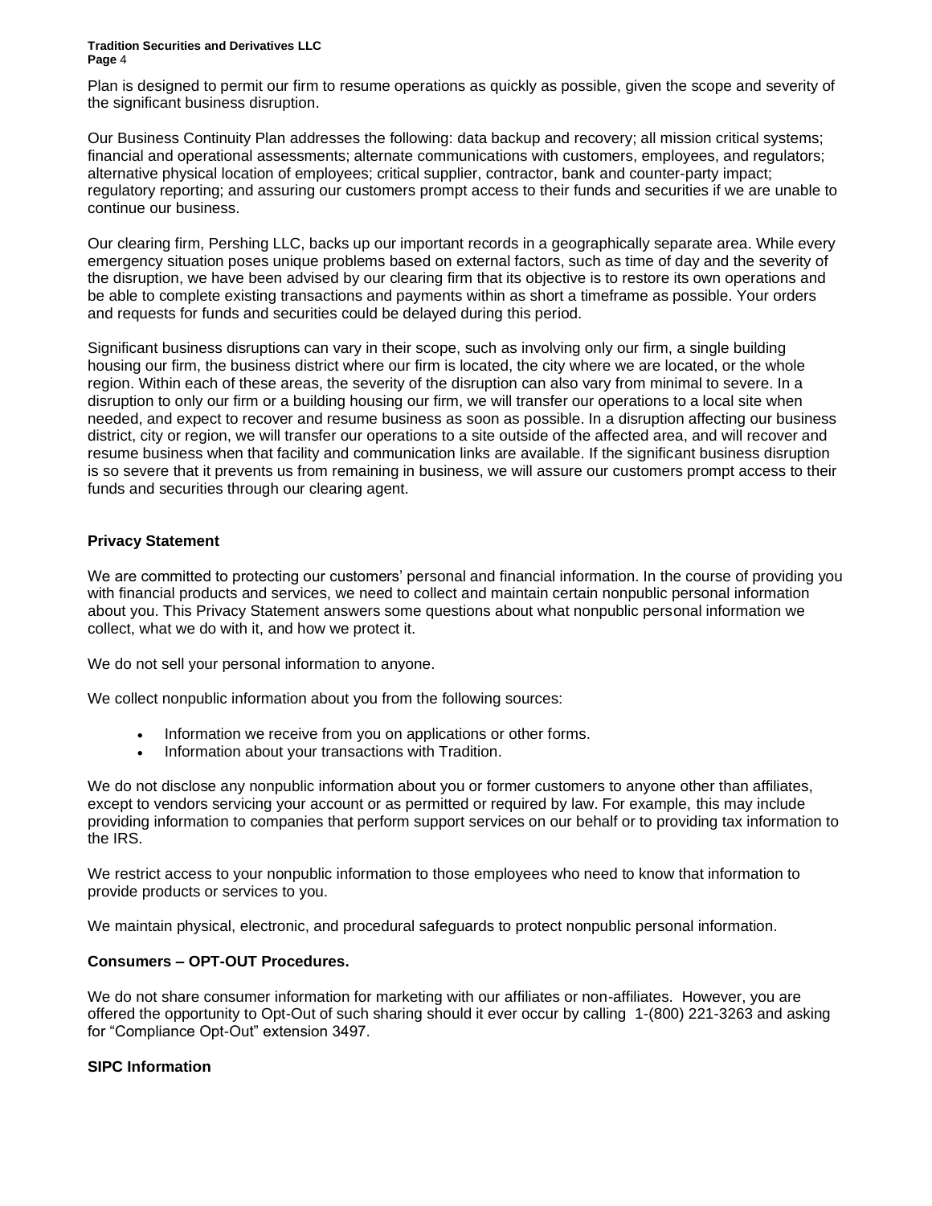Plan is designed to permit our firm to resume operations as quickly as possible, given the scope and severity of the significant business disruption.

Our Business Continuity Plan addresses the following: data backup and recovery; all mission critical systems; financial and operational assessments; alternate communications with customers, employees, and regulators; alternative physical location of employees; critical supplier, contractor, bank and counter-party impact; regulatory reporting; and assuring our customers prompt access to their funds and securities if we are unable to continue our business.

Our clearing firm, Pershing LLC, backs up our important records in a geographically separate area. While every emergency situation poses unique problems based on external factors, such as time of day and the severity of the disruption, we have been advised by our clearing firm that its objective is to restore its own operations and be able to complete existing transactions and payments within as short a timeframe as possible. Your orders and requests for funds and securities could be delayed during this period.

Significant business disruptions can vary in their scope, such as involving only our firm, a single building housing our firm, the business district where our firm is located, the city where we are located, or the whole region. Within each of these areas, the severity of the disruption can also vary from minimal to severe. In a disruption to only our firm or a building housing our firm, we will transfer our operations to a local site when needed, and expect to recover and resume business as soon as possible. In a disruption affecting our business district, city or region, we will transfer our operations to a site outside of the affected area, and will recover and resume business when that facility and communication links are available. If the significant business disruption is so severe that it prevents us from remaining in business, we will assure our customers prompt access to their funds and securities through our clearing agent.

**Privacy Statement**

We are committed to protecting our customers' personal and financial information. In the course of providing you with financial products and services, we need to collect and maintain certain nonpublic personal information about you. This Privacy Statement answers some questions about what nonpublic personal information we collect, what we do with it, and how we protect it.

We do not sell your personal information to anyone.

We collect nonpublic information about you from the following sources:

- Information we receive from you on applications or other forms.
- Information about your transactions with Tradition.

We do not disclose any nonpublic information about you or former customers to anyone other than affiliates, except to vendors servicing your account or as permitted or required by law. For example, this may include providing information to companies that perform support services on our behalf or to providing tax information to the IRS.

We restrict access to your nonpublic information to those employees who need to know that information to provide products or services to you.

We maintain physical, electronic, and procedural safeguards to protect nonpublic personal information.

**Consumers – OPT-OUT Procedures.**

We do not share consumer information for marketing with our affiliates or non-affiliates. However, you are offered the opportunity to Opt-Out of such sharing should it ever occur by calling 1-(800) 221-3263 and asking for "Compliance Opt-Out" extension 3497.

**SIPC Information**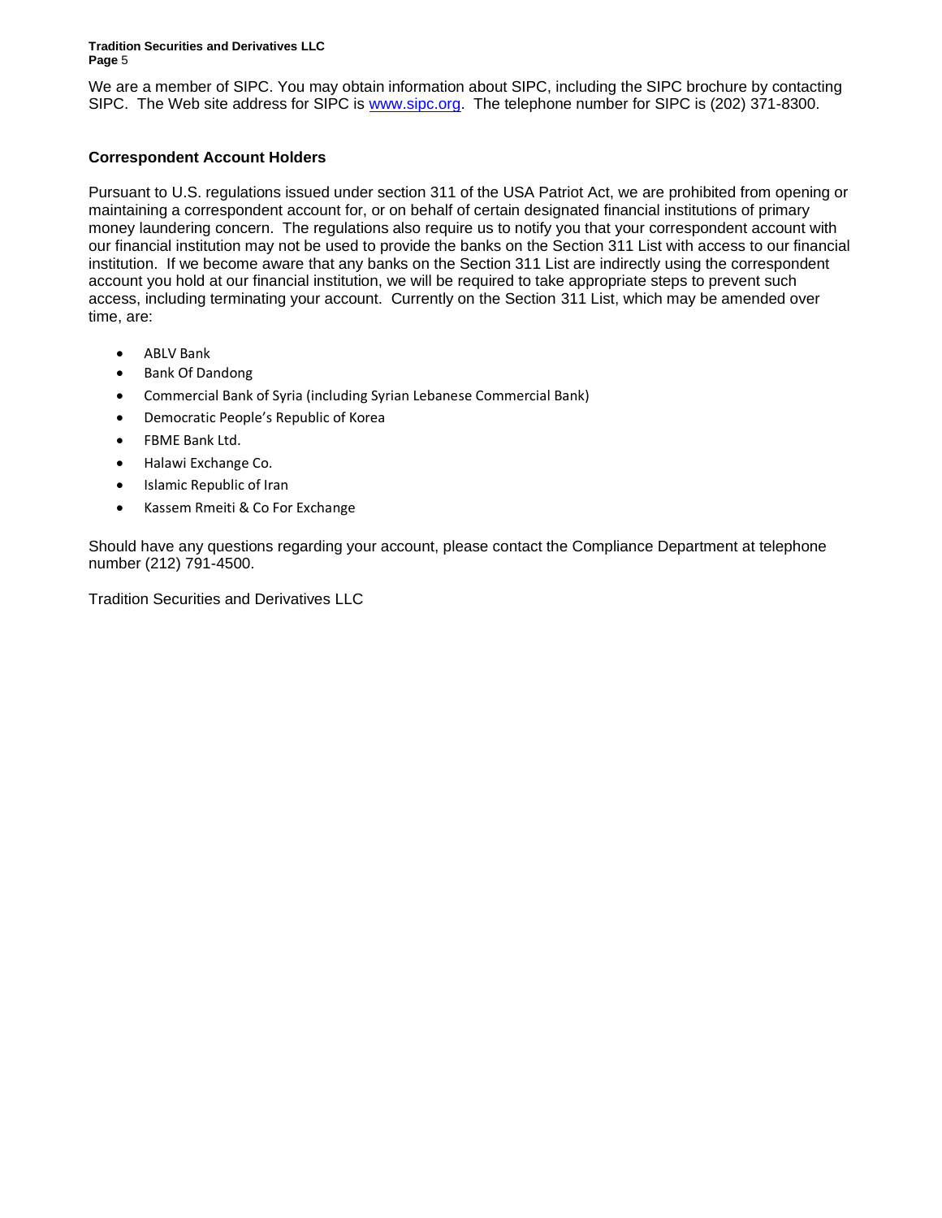We are a member of SIPC. You may obtain information about SIPC, including the SIPC brochure by contacting SIPC. The Web site address for SIPC is [www.sipc.org](http://www.sipc.org). The telephone number for SIPC is (202) 371-8300.

**Correspondent Account Holders**

Pursuant to U.S. regulations issued under section 311 of the USA Patriot Act, we are prohibited from opening or maintaining a correspondent account for, or on behalf of certain designated financial institutions of primary money laundering concern. The regulations also require us to notify you that your correspondent account with our financial institution may not be used to provide the banks on the Section 311 List with access to our financial institution. If we become aware that any banks on the Section 311 List are indirectly using the correspondent account you hold at our financial institution, we will be required to take appropriate steps to prevent such access, including terminating your account. Currently on the Section 311 List, which may be amended over time, are:

- ABLV Bank
- Bank Of Dandong
- Commercial Bank of Syria (including Syrian Lebanese Commercial Bank)
- Democratic People's Republic of Korea
- FBME Bank Ltd.
- Halawi Exchange Co.
- Islamic Republic of Iran
- Kassem Rmeiti & Co For Exchange

Should have any questions regarding your account, please contact the Compliance Department at telephone number (212) 791-4500.

Tradition Securities and Derivatives LLC